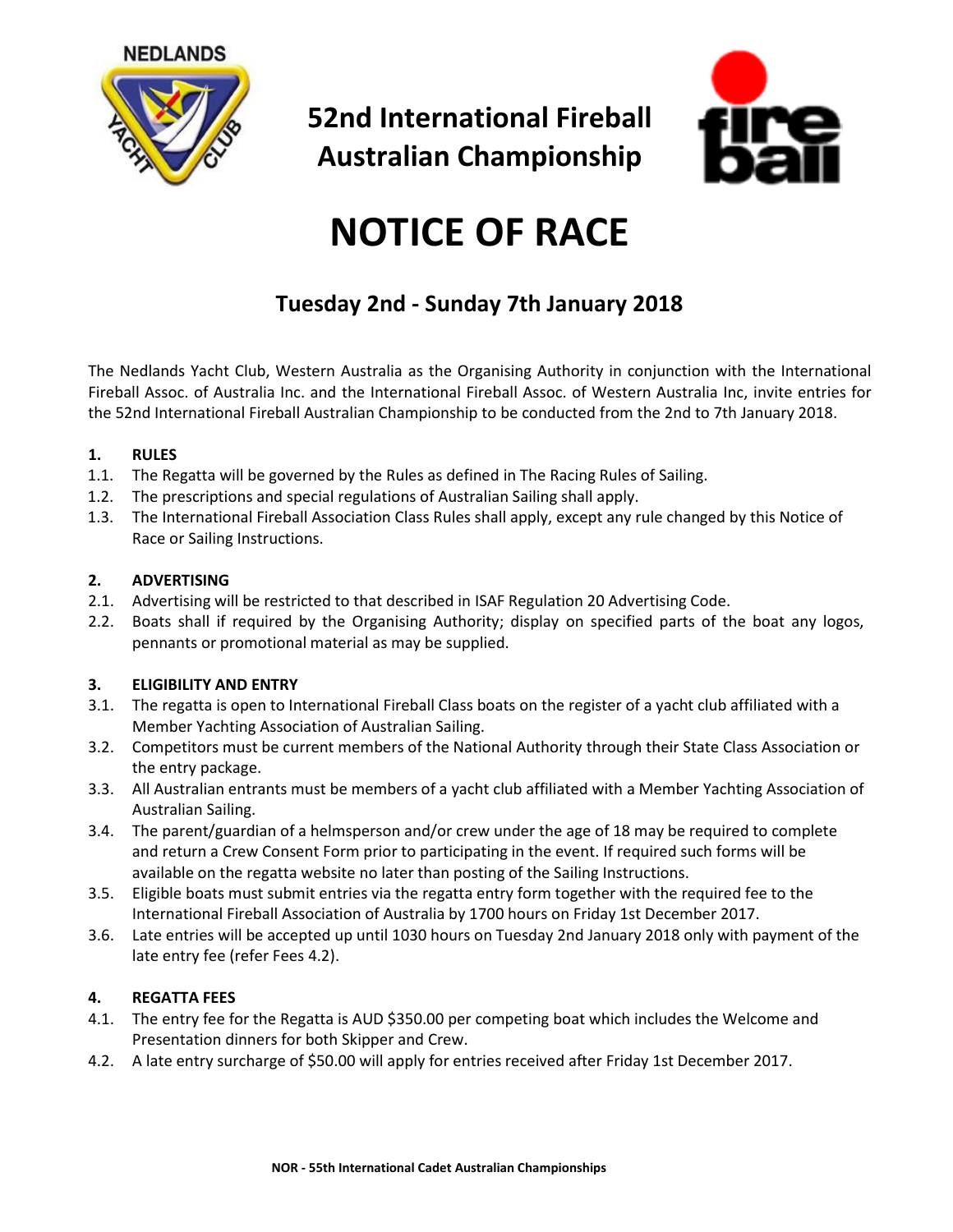# 52nd International Fireball Australian Championship

# NOTICE OF RACE

## Tuesday 2nd - Sunday 7th January 2018

The Nedlands Yacht Club, Western Australia as the Organising Authority in conjunction with the International Fireball Assoc. of Australia Inc. and the International Fireball Assoc. of Western Australia Inc, invite entries for the 52nd International Fireball Australian Championship to be conducted from the 2nd to 7th January 2018.

**1. RULES**

1.1. The Regatta will be governed by the Rules as defined in The Racing Rules of Sailing.

1.2. The prescriptions and special regulations of Australian Sailing shall apply.

1.3. The International Fireball Association Class Rules shall apply, except any rule changed by this Notice of Race or Sailing Instructions.

**2. ADVERTISING**

2.1. Advertising will be restricted to that described in ISAF Regulation 20 Advertising Code.

2.2. Boats shall if required by the Organising Authority; display on specified parts of the boat any logos, pennants or promotional material as may be supplied.

**3. ELIGIBILITY AND ENTRY**

3.1. The regatta is open to International Fireball Class boats on the register of a yacht club affiliated with a Member Yachting Association of Australian Sailing.

3.2. Competitors must be current members of the National Authority through their State Class Association or the entry package.

3.3. All Australian entrants must be members of a yacht club affiliated with a Member Yachting Association of Australian Sailing.

3.4. The parent/guardian of a helmsperson and/or crew under the age of 18 may be required to complete and return a Crew Consent Form prior to participating in the event. If required such forms will be available on the regatta website no later than posting of the Sailing Instructions.

3.5. Eligible boats must submit entries via the regatta entry form together with the required fee to the International Fireball Association of Australia by 1700 hours on Friday 1st December 2017.

3.6. Late entries will be accepted up until 1030 hours on Tuesday 2nd January 2018 only with payment of the late entry fee (refer Fees 4.2).

**4. REGATTA FEES**

4.1. The entry fee for the Regatta is AUD $350.00 per competing boat which includes the Welcome and Presentation dinners for both Skipper and Crew.

4.2. A late entry surcharge of $50.00 will apply for entries received after Friday 1st December 2017.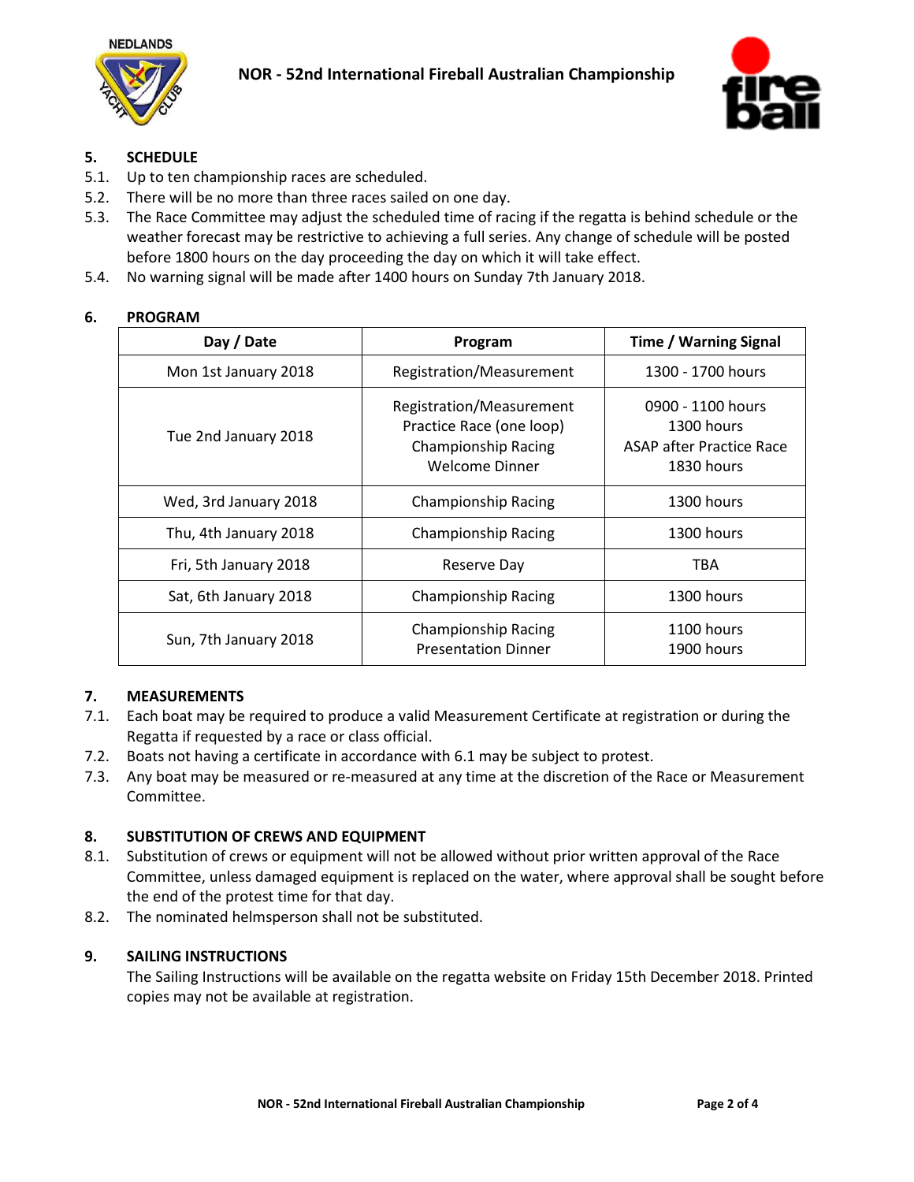## 5. SCHEDULE

5.1. Up to ten championship races are scheduled.

5.2. There will be no more than three races sailed on one day.

5.3. The Race Committee may adjust the scheduled time of racing if the regatta is behind schedule or the weather forecast may be restrictive to achieving a full series. Any change of schedule will be posted before 1800 hours on the day proceeding the day on which it will take effect.

5.4. No warning signal will be made after 1400 hours on Sunday 7th January 2018.

## 6. PROGRAM

| Day / Date | Program | Time / Warning Signal |
|---|---|---|
| Mon 1st January 2018 | Registration/Measurement | 1300 - 1700 hours |
| Tue 2nd January 2018 | Registration/Measurement<br>Practice Race (one loop)<br>Championship Racing<br>Welcome Dinner | 0900 - 1100 hours<br>1300 hours<br>ASAP after Practice Race<br>1830 hours |
| Wed, 3rd January 2018 | Championship Racing | 1300 hours |
| Thu, 4th January 2018 | Championship Racing | 1300 hours |
| Fri, 5th January 2018 | Reserve Day | TBA |
| Sat, 6th January 2018 | Championship Racing | 1300 hours |
| Sun, 7th January 2018 | Championship Racing<br>Presentation Dinner | 1100 hours<br>1900 hours |

## 7. MEASUREMENTS

7.1. Each boat may be required to produce a valid Measurement Certificate at registration or during the Regatta if requested by a race or class official.

7.2. Boats not having a certificate in accordance with 6.1 may be subject to protest.

7.3. Any boat may be measured or re-measured at any time at the discretion of the Race or Measurement Committee.

## 8. SUBSTITUTION OF CREWS AND EQUIPMENT

8.1. Substitution of crews or equipment will not be allowed without prior written approval of the Race Committee, unless damaged equipment is replaced on the water, where approval shall be sought before the end of the protest time for that day.

8.2. The nominated helmsperson shall not be substituted.

## 9. SAILING INSTRUCTIONS

The Sailing Instructions will be available on the regatta website on Friday 15th December 2018. Printed copies may not be available at registration.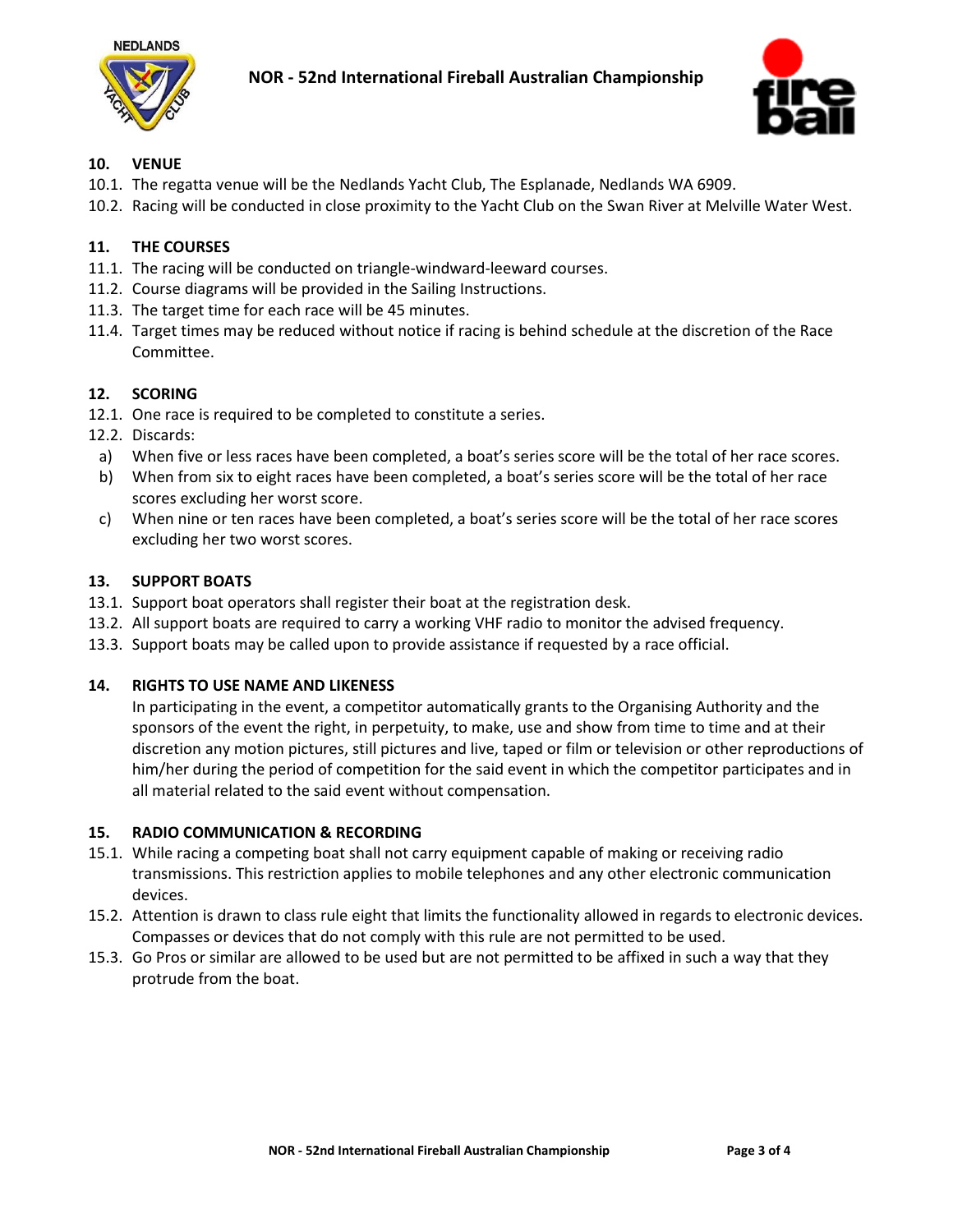## 10. VENUE

10.1. The regatta venue will be the Nedlands Yacht Club, The Esplanade, Nedlands WA 6909.

10.2. Racing will be conducted in close proximity to the Yacht Club on the Swan River at Melville Water West.

## 11. THE COURSES

11.1. The racing will be conducted on triangle-windward-leeward courses.

11.2. Course diagrams will be provided in the Sailing Instructions.

11.3. The target time for each race will be 45 minutes.

11.4. Target times may be reduced without notice if racing is behind schedule at the discretion of the Race Committee.

## 12. SCORING

12.1. One race is required to be completed to constitute a series.

12.2. Discards:

a) When five or less races have been completed, a boat's series score will be the total of her race scores.

b) When from six to eight races have been completed, a boat's series score will be the total of her race scores excluding her worst score.

c) When nine or ten races have been completed, a boat's series score will be the total of her race scores excluding her two worst scores.

## 13. SUPPORT BOATS

13.1. Support boat operators shall register their boat at the registration desk.

13.2. All support boats are required to carry a working VHF radio to monitor the advised frequency.

13.3. Support boats may be called upon to provide assistance if requested by a race official.

## 14. RIGHTS TO USE NAME AND LIKENESS

In participating in the event, a competitor automatically grants to the Organising Authority and the sponsors of the event the right, in perpetuity, to make, use and show from time to time and at their discretion any motion pictures, still pictures and live, taped or film or television or other reproductions of him/her during the period of competition for the said event in which the competitor participates and in all material related to the said event without compensation.

## 15. RADIO COMMUNICATION & RECORDING

15.1. While racing a competing boat shall not carry equipment capable of making or receiving radio transmissions. This restriction applies to mobile telephones and any other electronic communication devices.

15.2. Attention is drawn to class rule eight that limits the functionality allowed in regards to electronic devices. Compasses or devices that do not comply with this rule are not permitted to be used.

15.3. Go Pros or similar are allowed to be used but are not permitted to be affixed in such a way that they protrude from the boat.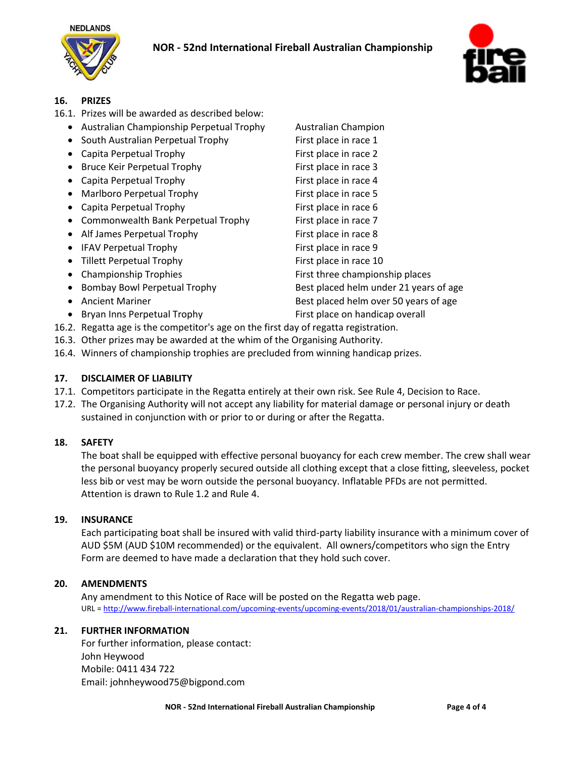## 16. PRIZES

16.1. Prizes will be awarded as described below:

| | |
|---|---|
| Australian Championship Perpetual Trophy | Australian Champion |
| South Australian Perpetual Trophy | First place in race 1 |
| Capita Perpetual Trophy | First place in race 2 |
| Bruce Keir Perpetual Trophy | First place in race 3 |
| Capita Perpetual Trophy | First place in race 4 |
| Marlboro Perpetual Trophy | First place in race 5 |
| Capita Perpetual Trophy | First place in race 6 |
| Commonwealth Bank Perpetual Trophy | First place in race 7 |
| Alf James Perpetual Trophy | First place in race 8 |
| IFAV Perpetual Trophy | First place in race 9 |
| Tillett Perpetual Trophy | First place in race 10 |
| Championship Trophies | First three championship places |
| Bombay Bowl Perpetual Trophy | Best placed helm under 21 years of age |
| Ancient Mariner | Best placed helm over 50 years of age |
| Bryan Inns Perpetual Trophy | First place on handicap overall |

16.2. Regatta age is the competitor's age on the first day of regatta registration.

16.3. Other prizes may be awarded at the whim of the Organising Authority.

16.4. Winners of championship trophies are precluded from winning handicap prizes.

## 17. DISCLAIMER OF LIABILITY

17.1. Competitors participate in the Regatta entirely at their own risk. See Rule 4, Decision to Race.

17.2. The Organising Authority will not accept any liability for material damage or personal injury or death sustained in conjunction with or prior to or during or after the Regatta.

## 18. SAFETY

The boat shall be equipped with effective personal buoyancy for each crew member. The crew shall wear the personal buoyancy properly secured outside all clothing except that a close fitting, sleeveless, pocket less bib or vest may be worn outside the personal buoyancy. Inflatable PFDs are not permitted. Attention is drawn to Rule 1.2 and Rule 4.

## 19. INSURANCE

Each participating boat shall be insured with valid third-party liability insurance with a minimum cover of AUD $5M (AUD $10M recommended) or the equivalent. All owners/competitors who sign the Entry Form are deemed to have made a declaration that they hold such cover.

## 20. AMENDMENTS

Any amendment to this Notice of Race will be posted on the Regatta web page.
URL = http://www.fireball-international.com/upcoming-events/upcoming-events/2018/01/australian-championships-2018/

## 21. FURTHER INFORMATION

For further information, please contact:
John Heywood
Mobile: 0411 434 722
Email: johnheywood75@bigpond.com